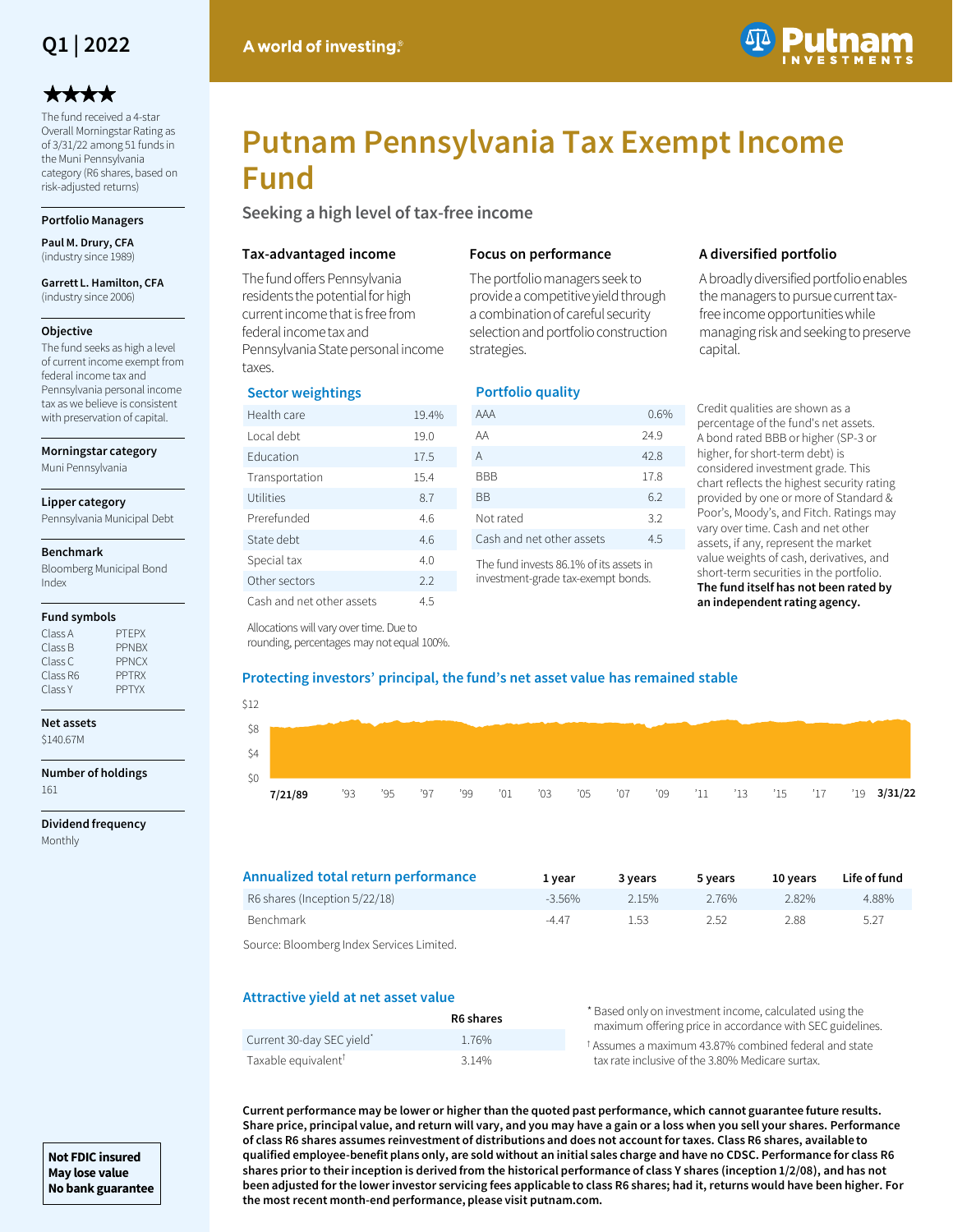# Putnam Pennsylvania Tax Exempt Income Fund

Q1 | 2022

A world of investing.®

★★★★

The fund received a 4-star Overall Morningstar Rating as of 3/31/22 among 51 funds in the Muni Pennsylvania category (R6 shares, based on risk-adjusted returns)

**Portfolio Managers**

**Paul M. Drury, CFA** (industry since 1989)

**Garrett L. Hamilton, CFA** (industry since 2006)

**Objective**

The fund seeks as high a level of current income exempt from federal income tax and Pennsylvania personal income tax as we believe is consistent with preservation of capital.

**Morningstar category**

Muni Pennsylvania

**Lipper category**

Pennsylvania Municipal Debt

**Benchmark**

Bloomberg Municipal Bond Index

**Fund symbols**

| | |
|---|---|
| Class A | PTEPX |
| Class B | PPNBX |
| Class C | PPNCX |
| Class R6 | PPTRX |
| Class Y | PPTYX |

**Net assets**

$140.67M

**Number of holdings**

161

**Dividend frequency**

Monthly

**Not FDIC insured**
**May lose value**
**No bank guarantee**

## Seeking a high level of tax-free income

### Tax-advantaged income

The fund offers Pennsylvania residents the potential for high current income that is free from federal income tax and Pennsylvania State personal income taxes.

### Focus on performance

The portfolio managers seek to provide a competitive yield through a combination of careful security selection and portfolio construction strategies.

### A diversified portfolio

A broadly diversified portfolio enables the managers to pursue current tax-free income opportunities while managing risk and seeking to preserve capital.

### Sector weightings

| Sector | % |
|---|---|
| Health care | 19.4% |
| Local debt | 19.0 |
| Education | 17.5 |
| Transportation | 15.4 |
| Utilities | 8.7 |
| Prerefunded | 4.6 |
| State debt | 4.6 |
| Special tax | 4.0 |
| Other sectors | 2.2 |
| Cash and net other assets | 4.5 |

Allocations will vary over time. Due to rounding, percentages may not equal 100%.

### Portfolio quality

| Rating | % |
|---|---|
| AAA | 0.6% |
| AA | 24.9 |
| A | 42.8 |
| BBB | 17.8 |
| BB | 6.2 |
| Not rated | 3.2 |
| Cash and net other assets | 4.5 |

The fund invests 86.1% of its assets in investment-grade tax-exempt bonds.

Credit qualities are shown as a percentage of the fund's net assets. A bond rated BBB or higher (SP-3 or higher, for short-term debt) is considered investment grade. This chart reflects the highest security rating provided by one or more of Standard & Poor's, Moody's, and Fitch. Ratings may vary over time. Cash and net other assets, if any, represent the market value weights of cash, derivatives, and short-term securities in the portfolio. **The fund itself has not been rated by an independent rating agency.**

### Protecting investors' principal, the fund's net asset value has remained stable

(Chart: net asset value from 7/21/89 to 3/31/22; y-axis $0–$12)

### Annualized total return performance

| | 1 year | 3 years | 5 years | 10 years | Life of fund |
|---|---|---|---|---|---|
| R6 shares (Inception 5/22/18) | -3.56% | 2.15% | 2.76% | 2.82% | 4.88% |
| Benchmark | -4.47 | 1.53 | 2.52 | 2.88 | 5.27 |

Source: Bloomberg Index Services Limited.

### Attractive yield at net asset value

| | R6 shares |
|---|---|
| Current 30-day SEC yield* | 1.76% |
| Taxable equivalent† | 3.14% |

* Based only on investment income, calculated using the maximum offering price in accordance with SEC guidelines.

† Assumes a maximum 43.87% combined federal and state tax rate inclusive of the 3.80% Medicare surtax.

**Current performance may be lower or higher than the quoted past performance, which cannot guarantee future results. Share price, principal value, and return will vary, and you may have a gain or a loss when you sell your shares. Performance of class R6 shares assumes reinvestment of distributions and does not account for taxes. Class R6 shares, available to qualified employee-benefit plans only, are sold without an initial sales charge and have no CDSC. Performance for class R6 shares prior to their inception is derived from the historical performance of class Y shares (inception 1/2/08), and has not been adjusted for the lower investor servicing fees applicable to class R6 shares; had it, returns would have been higher. For the most recent month-end performance, please visit putnam.com.**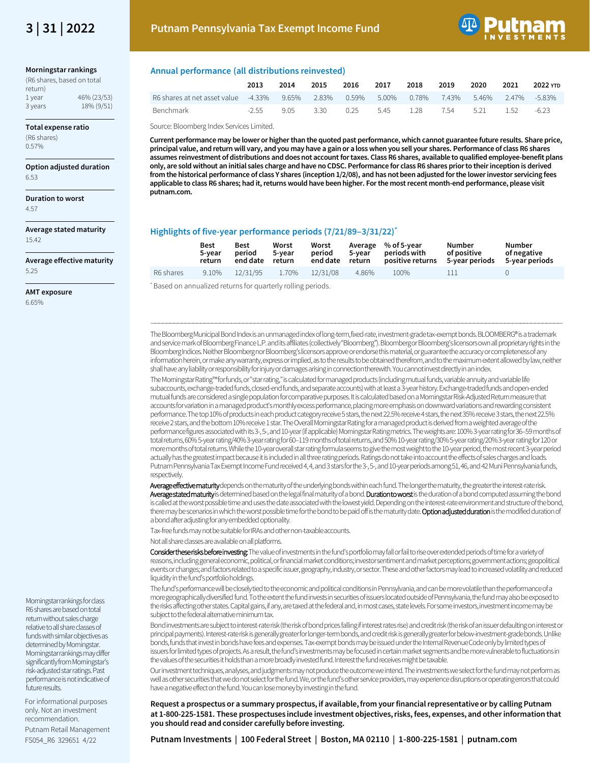3 | 31 | 2022

# Putnam Pennsylvania Tax Exempt Income Fund

**Morningstar rankings**

(R6 shares, based on total return)

1 year 46% (23/53)

3 years 18% (9/51)

**Total expense ratio**

(R6 shares)

0.57%

**Option adjusted duration**

6.53

**Duration to worst**

4.57

**Average stated maturity**

15.42

**Average effective maturity**

5.25

**AMT exposure**

6.65%

## Annual performance (all distributions reinvested)

| | 2013 | 2014 | 2015 | 2016 | 2017 | 2018 | 2019 | 2020 | 2021 | 2022 YTD |
|---|---|---|---|---|---|---|---|---|---|---|
| R6 shares at net asset value | -4.33% | 9.65% | 2.83% | 0.59% | 5.00% | 0.78% | 7.43% | 5.46% | 2.47% | -5.83% |
| Benchmark | -2.55 | 9.05 | 3.30 | 0.25 | 5.45 | 1.28 | 7.54 | 5.21 | 1.52 | -6.23 |

Source: Bloomberg Index Services Limited.

**Current performance may be lower or higher than the quoted past performance, which cannot guarantee future results. Share price, principal value, and return will vary, and you may have a gain or a loss when you sell your shares. Performance of class R6 shares assumes reinvestment of distributions and does not account for taxes. Class R6 shares, available to qualified employee-benefit plans only, are sold without an initial sales charge and have no CDSC. Performance for class R6 shares prior to their inception is derived from the historical performance of class Y shares (inception 1/2/08), and has not been adjusted for the lower investor servicing fees applicable to class R6 shares; had it, returns would have been higher. For the most recent month-end performance, please visit putnam.com.**

## Highlights of five-year performance periods (7/21/89–3/31/22)*

| | Best 5-year return | Best period end date | Worst 5-year return | Worst period end date | Average 5-year return | % of 5-year periods with positive returns | Number of positive 5-year periods | Number of negative 5-year periods |
|---|---|---|---|---|---|---|---|---|
| R6 shares | 9.10% | 12/31/95 | 1.70% | 12/31/08 | 4.86% | 100% | 111 | 0 |

* Based on annualized returns for quarterly rolling periods.

The Bloomberg Municipal Bond Index is an unmanaged index of long-term, fixed-rate, investment-grade tax-exempt bonds. BLOOMBERG® is a trademark and service mark of Bloomberg Finance L.P. and its affiliates (collectively "Bloomberg"). Bloomberg or Bloomberg's licensors own all proprietary rights in the Bloomberg Indices. Neither Bloomberg nor Bloomberg's licensors approve or endorse this material, or guarantee the accuracy or completeness of any information herein, or make any warranty, express or implied, as to the results to be obtained therefrom, and to the maximum extent allowed by law, neither shall have any liability or responsibility for injury or damages arising in connection therewith. You cannot invest directly in an index.

The Morningstar Rating™ for funds, or "star rating," is calculated for managed products (including mutual funds, variable annuity and variable life subaccounts, exchange-traded funds, closed-end funds, and separate accounts) with at least a 3-year history. Exchange-traded funds and open-ended mutual funds are considered a single population for comparative purposes. It is calculated based on a Morningstar Risk-Adjusted Return measure that accounts for variation in a managed product's monthly excess performance, placing more emphasis on downward variations and rewarding consistent performance. The top 10% of products in each product category receive 5 stars, the next 22.5% receive 4 stars, the next 35% receive 3 stars, the next 22.5% receive 2 stars, and the bottom 10% receive 1 star. The Overall Morningstar Rating for a managed product is derived from a weighted average of the performance figures associated with its 3-, 5-, and 10-year (if applicable) Morningstar Rating metrics. The weights are: 100% 3-year rating for 36–59 months of total returns, 60% 5-year rating/40% 3-year rating for 60–119 months of total returns, and 50% 10-year rating/30% 5-year rating/20% 3-year rating for 120 or more months of total returns. While the 10-year overall star rating formula seems to give the most weight to the 10-year period, the most recent 3-year period actually has the greatest impact because it is included in all three rating periods. Ratings do not take into account the effects of sales charges and loads. Putnam Pennsylvania Tax Exempt Income Fund received 4, 4, and 3 stars for the 3-, 5-, and 10-year periods among 51, 46, and 42 Muni Pennsylvania funds, respectively.

**Average effective maturity** depends on the maturity of the underlying bonds within each fund. The longer the maturity, the greater the interest-rate risk. **Average stated maturity** is determined based on the legal final maturity of a bond. **Duration to worst** is the duration of a bond computed assuming the bond is called at the worst possible time and uses the date associated with the lowest yield. Depending on the interest-rate environment and structure of the bond, there may be scenarios in which the worst possible time for the bond to be paid off is the maturity date. **Option adjusted duration** is the modified duration of a bond after adjusting for any embedded optionality.

Tax-free funds may not be suitable for IRAs and other non-taxable accounts.

Not all share classes are available on all platforms.

**Consider these risks before investing:** The value of investments in the fund's portfolio may fall or fail to rise over extended periods of time for a variety of reasons, including general economic, political, or financial market conditions; investor sentiment and market perceptions; government actions; geopolitical events or changes; and factors related to a specific issuer, geography, industry, or sector. These and other factors may lead to increased volatility and reduced liquidity in the fund's portfolio holdings.

The fund's performance will be closely tied to the economic and political conditions in Pennsylvania, and can be more volatile than the performance of a more geographically diversified fund. To the extent the fund invests in securities of issuers located outside of Pennsylvania, the fund may also be exposed to the risks affecting other states. Capital gains, if any, are taxed at the federal and, in most cases, state levels. For some investors, investment income may be subject to the federal alternative minimum tax.

Bond investments are subject to interest-rate risk (the risk of bond prices falling if interest rates rise) and credit risk (the risk of an issuer defaulting on interest or principal payments). Interest-rate risk is generally greater for longer-term bonds, and credit risk is generally greater for below-investment-grade bonds. Unlike bonds, funds that invest in bonds have fees and expenses. Tax-exempt bonds may be issued under the Internal Revenue Code only by limited types of issuers for limited types of projects. As a result, the fund's investments may be focused in certain market segments and be more vulnerable to fluctuations in the values of the securities it holds than a more broadly invested fund. Interest the fund receives might be taxable.

Our investment techniques, analyses, and judgments may not produce the outcome we intend. The investments we select for the fund may not perform as well as other securities that we do not select for the fund. We, or the fund's other service providers, may experience disruptions or operating errors that could have a negative effect on the fund. You can lose money by investing in the fund.

**Request a prospectus or a summary prospectus, if available, from your financial representative or by calling Putnam at 1-800-225-1581. These prospectuses include investment objectives, risks, fees, expenses, and other information that you should read and consider carefully before investing.**

Morningstar rankings for class R6 shares are based on total return without sales charge relative to all share classes of funds with similar objectives as determined by Morningstar. Morningstar rankings may differ significantly from Morningstar's risk-adjusted star ratings. Past performance is not indicative of future results.

For informational purposes only. Not an investment recommendation.

Putnam Retail Management

FS054_R6 329651 4/22

**Putnam Investments | 100 Federal Street | Boston, MA 02110 | 1-800-225-1581 | putnam.com**